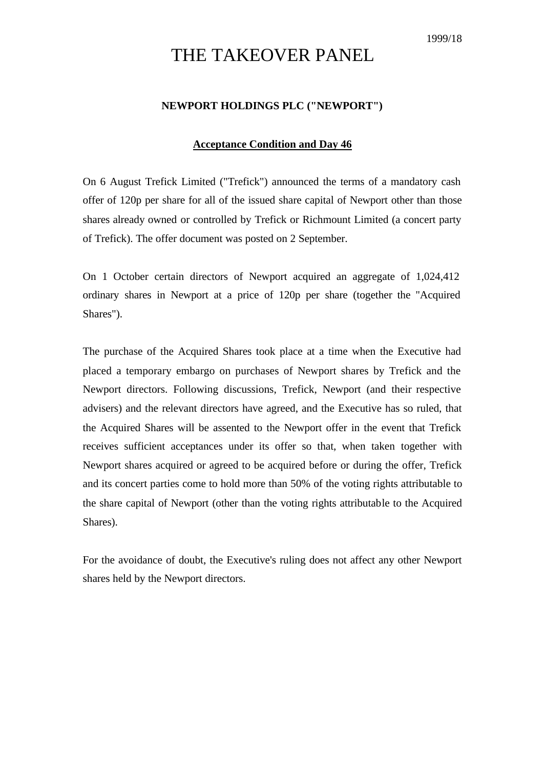1999/18

# THE TAKEOVER PANEL

## NEWPORT HOLDINGS PLC ("NEWPORT")

### Acceptance Condition and Day 46

On 6 August Trefick Limited ("Trefick") announced the terms of a mandatory cash offer of 120p per share for all of the issued share capital of Newport other than those shares already owned or controlled by Trefick or Richmount Limited (a concert party of Trefick). The offer document was posted on 2 September.

On 1 October certain directors of Newport acquired an aggregate of 1,024,412 ordinary shares in Newport at a price of 120p per share (together the "Acquired Shares").

The purchase of the Acquired Shares took place at a time when the Executive had placed a temporary embargo on purchases of Newport shares by Trefick and the Newport directors. Following discussions, Trefick, Newport (and their respective advisers) and the relevant directors have agreed, and the Executive has so ruled, that the Acquired Shares will be assented to the Newport offer in the event that Trefick receives sufficient acceptances under its offer so that, when taken together with Newport shares acquired or agreed to be acquired before or during the offer, Trefick and its concert parties come to hold more than 50% of the voting rights attributable to the share capital of Newport (other than the voting rights attributable to the Acquired Shares).

For the avoidance of doubt, the Executive's ruling does not affect any other Newport shares held by the Newport directors.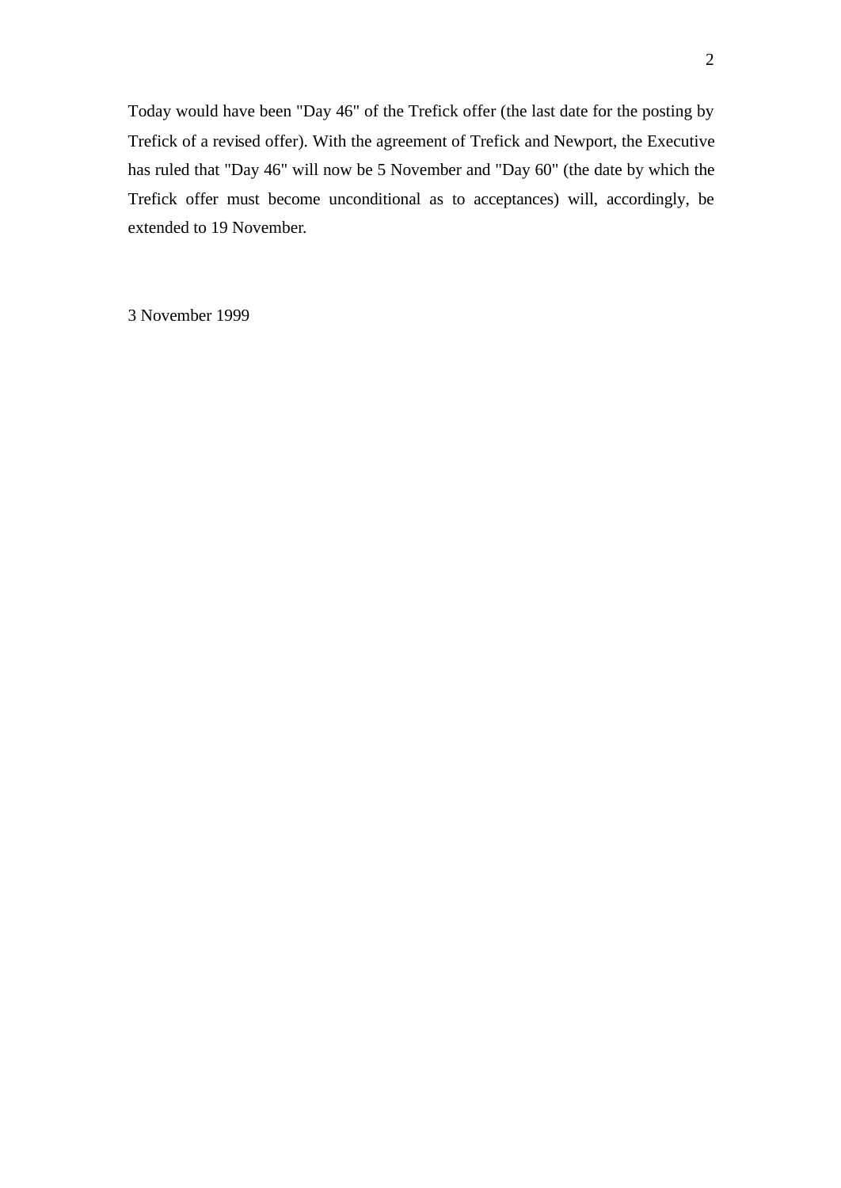Today would have been "Day 46" of the Trefick offer (the last date for the posting by Trefick of a revised offer). With the agreement of Trefick and Newport, the Executive has ruled that "Day 46" will now be 5 November and "Day 60" (the date by which the Trefick offer must become unconditional as to acceptances) will, accordingly, be extended to 19 November.

3 November 1999